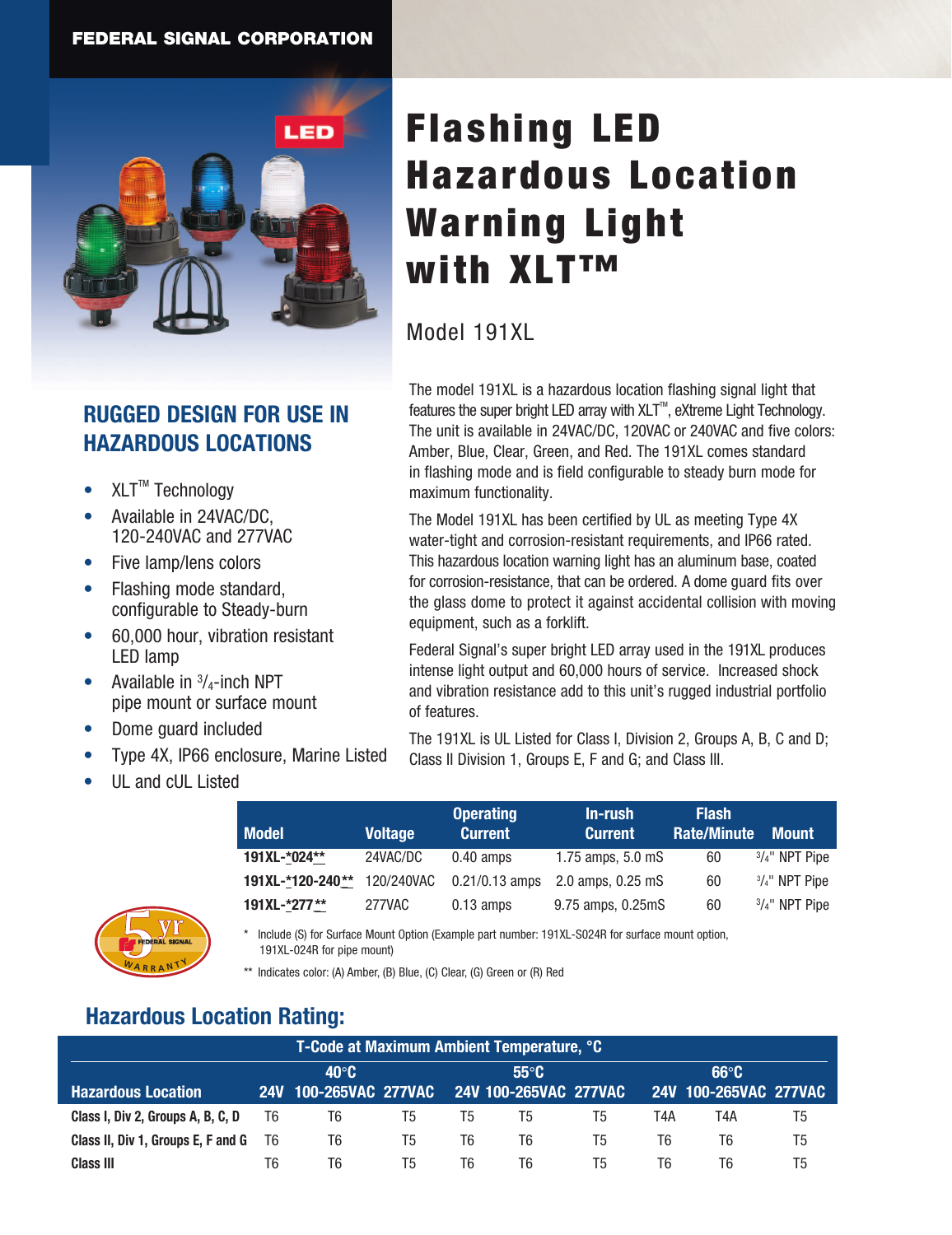FEDERAL SIGNAL CORPORATION

# Flashing LED Hazardous Location Warning Light with XLT™

## Model 191XL

## RUGGED DESIGN FOR USE IN HAZARDOUS LOCATIONS

- XLT™ Technology
- Available in 24VAC/DC, 120-240VAC and 277VAC
- Five lamp/lens colors
- Flashing mode standard, configurable to Steady-burn
- 60,000 hour, vibration resistant LED lamp
- Available in 3/4-inch NPT pipe mount or surface mount
- Dome guard included
- Type 4X, IP66 enclosure, Marine Listed
- UL and cUL Listed

The model 191XL is a hazardous location flashing signal light that features the super bright LED array with XLT™, eXtreme Light Technology. The unit is available in 24VAC/DC, 120VAC or 240VAC and five colors: Amber, Blue, Clear, Green, and Red. The 191XL comes standard in flashing mode and is field configurable to steady burn mode for maximum functionality.

The Model 191XL has been certified by UL as meeting Type 4X water-tight and corrosion-resistant requirements, and IP66 rated. This hazardous location warning light has an aluminum base, coated for corrosion-resistance, that can be ordered. A dome guard fits over the glass dome to protect it against accidental collision with moving equipment, such as a forklift.

Federal Signal's super bright LED array used in the 191XL produces intense light output and 60,000 hours of service. Increased shock and vibration resistance add to this unit's rugged industrial portfolio of features.

The 191XL is UL Listed for Class I, Division 2, Groups A, B, C and D; Class II Division 1, Groups E, F and G; and Class III.

| Model | Voltage | Operating Current | In-rush Current | Flash Rate/Minute | Mount |
|---|---|---|---|---|---|
| **191XL-*024**** | 24VAC/DC | 0.40 amps | 1.75 amps, 5.0 mS | 60 | 3/4" NPT Pipe |
| **191XL-*120-240**** | 120/240VAC | 0.21/0.13 amps | 2.0 amps, 0.25 mS | 60 | 3/4" NPT Pipe |
| **191XL-*277**** | 277VAC | 0.13 amps | 9.75 amps, 0.25mS | 60 | 3/4" NPT Pipe |

\* Include (S) for Surface Mount Option (Example part number: 191XL-S024R for surface mount option, 191XL-024R for pipe mount)

\*\* Indicates color: (A) Amber, (B) Blue, (C) Clear, (G) Green or (R) Red

5 yr FEDERAL SIGNAL WARRANTY

## Hazardous Location Rating:

| Hazardous Location | T-Code at Maximum Ambient Temperature, °C | | | | | | | | |
|---|---|---|---|---|---|---|---|---|---|
| | 40°C | | | 55°C | | | 66°C | | |
| | 24V | 100-265VAC | 277VAC | 24V | 100-265VAC | 277VAC | 24V | 100-265VAC | 277VAC |
| **Class I, Div 2, Groups A, B, C, D** | T6 | T6 | T5 | T5 | T5 | T5 | T4A | T4A | T5 |
| **Class II, Div 1, Groups E, F and G** | T6 | T6 | T5 | T6 | T6 | T5 | T6 | T6 | T5 |
| **Class III** | T6 | T6 | T5 | T6 | T6 | T5 | T6 | T6 | T5 |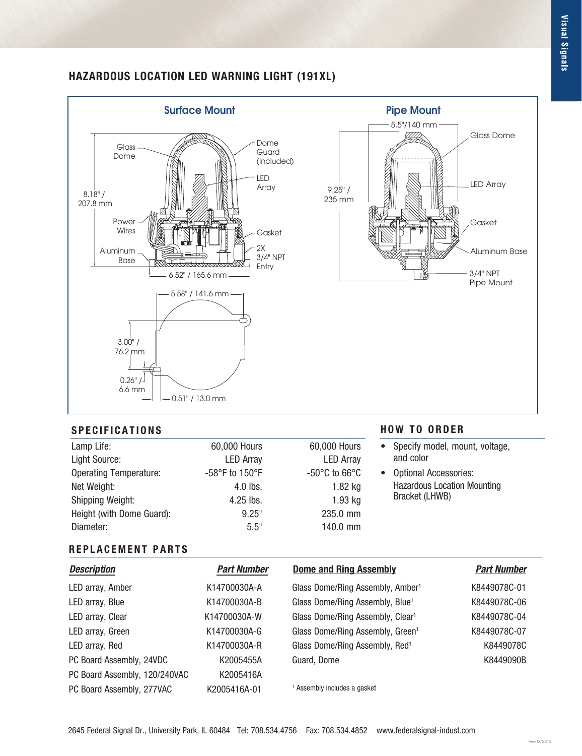## HAZARDOUS LOCATION LED WARNING LIGHT (191XL)

### Surface Mount

Glass Dome

Dome Guard (Included)

LED Array

8.18" / 207.8 mm

Power Wires

Gasket

Aluminum Base

2X 3/4" NPT Entry

6.52" / 165.6 mm

5.58" / 141.6 mm

3.00" / 76.2 mm

0.26" / 6.6 mm

0.51" / 13.0 mm

### Pipe Mount

5.5"/140 mm

Glass Dome

LED Array

9.25" / 235 mm

Gasket

Aluminum Base

3/4" NPT Pipe Mount

## SPECIFICATIONS

| | | |
|---|---|---|
| Lamp Life: | 60,000 Hours | 60,000 Hours |
| Light Source: | LED Array | LED Array |
| Operating Temperature: | -58°F to 150°F | -50°C to 66°C |
| Net Weight: | 4.0 lbs. | 1.82 kg |
| Shipping Weight: | 4.25 lbs. | 1.93 kg |
| Height (with Dome Guard): | 9.25" | 235.0 mm |
| Diameter: | 5.5" | 140.0 mm |

## HOW TO ORDER

- Specify model, mount, voltage, and color
- Optional Accessories:
  Hazardous Location Mounting Bracket (LHWB)

## REPLACEMENT PARTS

| *Description* | *Part Number* |
|---|---|
| LED array, Amber | K14700030A-A |
| LED array, Blue | K14700030A-B |
| LED array, Clear | K14700030A-W |
| LED array, Green | K14700030A-G |
| LED array, Red | K14700030A-R |
| PC Board Assembly, 24VDC | K2005455A |
| PC Board Assembly, 120/240VAC | K2005416A |
| PC Board Assembly, 277VAC | K2005416A-01 |

| Dome and Ring Assembly | *Part Number* |
|---|---|
| Glass Dome/Ring Assembly, Amber[1] | K8449078C-01 |
| Glass Dome/Ring Assembly, Blue[1] | K8449078C-06 |
| Glass Dome/Ring Assembly, Clear[1] | K8449078C-04 |
| Glass Dome/Ring Assembly, Green[1] | K8449078C-07 |
| Glass Dome/Ring Assembly, Red[1] | K8449078C |
| Guard, Dome | K8449090B |

[1] Assembly includes a gasket

2645 Federal Signal Dr., University Park, IL 60484 Tel: 708.534.4756 Fax: 708.534.4852 www.federalsignal-indust.com

Rev. 073013